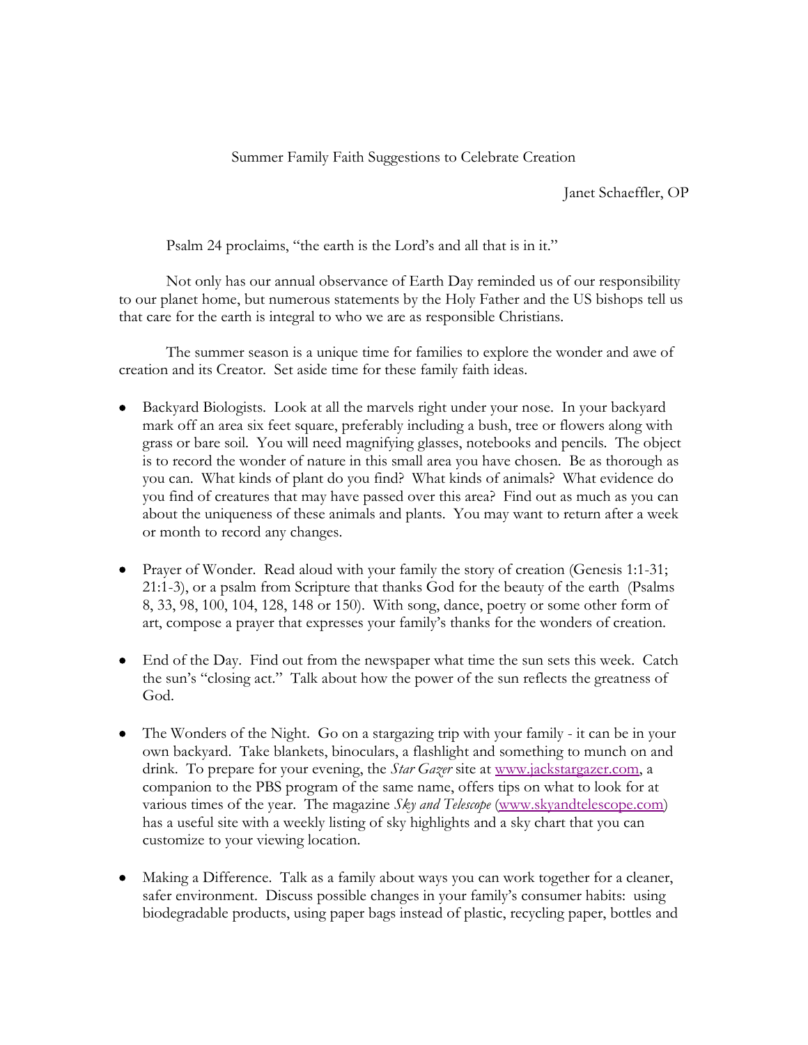# Summer Family Faith Suggestions to Celebrate Creation

Janet Schaeffler, OP

Psalm 24 proclaims, "the earth is the Lord's and all that is in it."

Not only has our annual observance of Earth Day reminded us of our responsibility to our planet home, but numerous statements by the Holy Father and the US bishops tell us that care for the earth is integral to who we are as responsible Christians.

The summer season is a unique time for families to explore the wonder and awe of creation and its Creator. Set aside time for these family faith ideas.

- Backyard Biologists. Look at all the marvels right under your nose. In your backyard mark off an area six feet square, preferably including a bush, tree or flowers along with grass or bare soil. You will need magnifying glasses, notebooks and pencils. The object is to record the wonder of nature in this small area you have chosen. Be as thorough as you can. What kinds of plant do you find? What kinds of animals? What evidence do you find of creatures that may have passed over this area? Find out as much as you can about the uniqueness of these animals and plants. You may want to return after a week or month to record any changes.

- Prayer of Wonder. Read aloud with your family the story of creation (Genesis 1:1-31; 21:1-3), or a psalm from Scripture that thanks God for the beauty of the earth (Psalms 8, 33, 98, 100, 104, 128, 148 or 150). With song, dance, poetry or some other form of art, compose a prayer that expresses your family's thanks for the wonders of creation.

- End of the Day. Find out from the newspaper what time the sun sets this week. Catch the sun's "closing act." Talk about how the power of the sun reflects the greatness of God.

- The Wonders of the Night. Go on a stargazing trip with your family - it can be in your own backyard. Take blankets, binoculars, a flashlight and something to munch on and drink. To prepare for your evening, the *Star Gazer* site at www.jackstargazer.com, a companion to the PBS program of the same name, offers tips on what to look for at various times of the year. The magazine *Sky and Telescope* (www.skyandtelescope.com) has a useful site with a weekly listing of sky highlights and a sky chart that you can customize to your viewing location.

- Making a Difference. Talk as a family about ways you can work together for a cleaner, safer environment. Discuss possible changes in your family's consumer habits: using biodegradable products, using paper bags instead of plastic, recycling paper, bottles and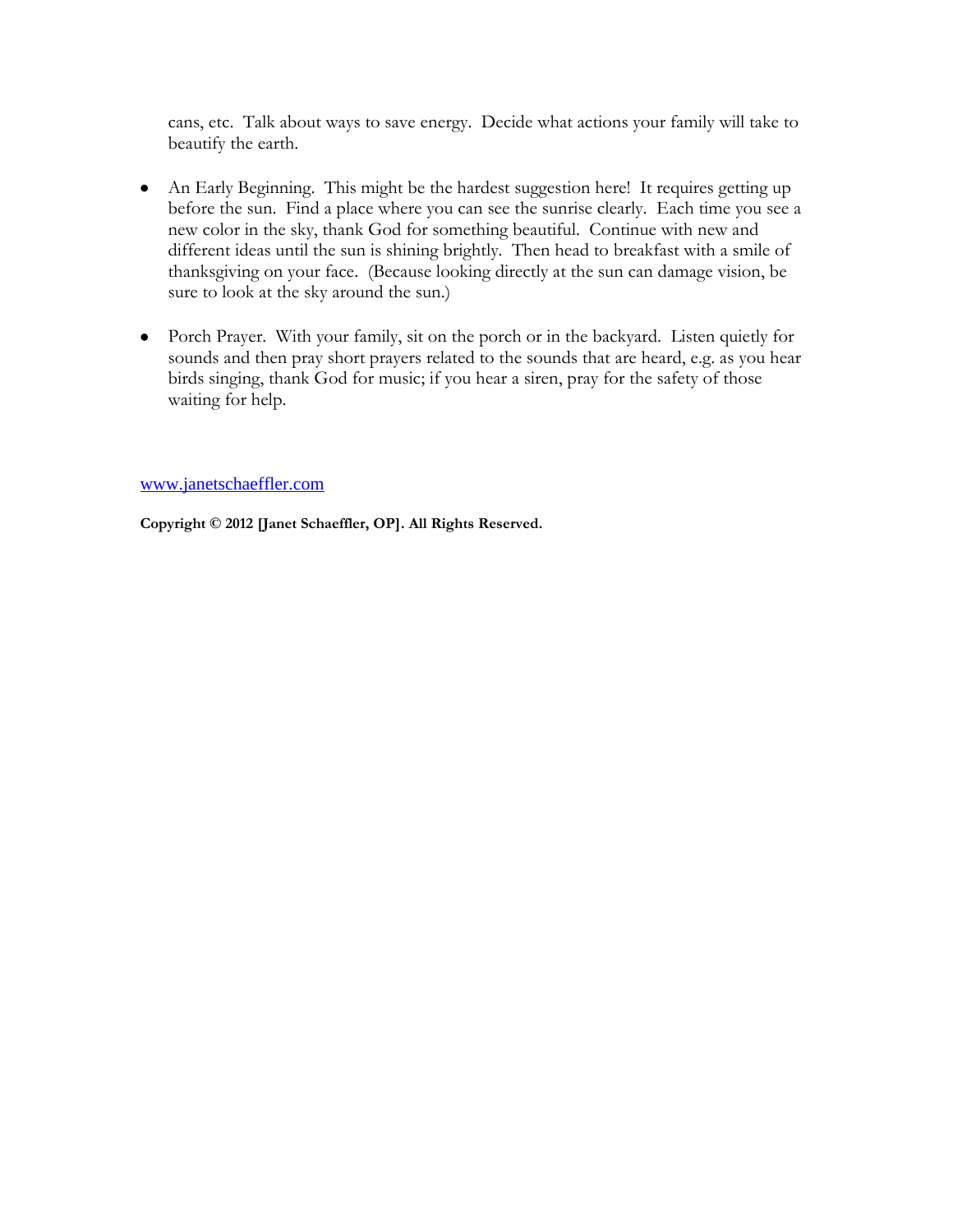cans, etc. Talk about ways to save energy. Decide what actions your family will take to beautify the earth.

- An Early Beginning. This might be the hardest suggestion here! It requires getting up before the sun. Find a place where you can see the sunrise clearly. Each time you see a new color in the sky, thank God for something beautiful. Continue with new and different ideas until the sun is shining brightly. Then head to breakfast with a smile of thanksgiving on your face. (Because looking directly at the sun can damage vision, be sure to look at the sky around the sun.)

- Porch Prayer. With your family, sit on the porch or in the backyard. Listen quietly for sounds and then pray short prayers related to the sounds that are heard, e.g. as you hear birds singing, thank God for music; if you hear a siren, pray for the safety of those waiting for help.

www.janetschaeffler.com

**Copyright © 2012 [Janet Schaeffler, OP]. All Rights Reserved.**